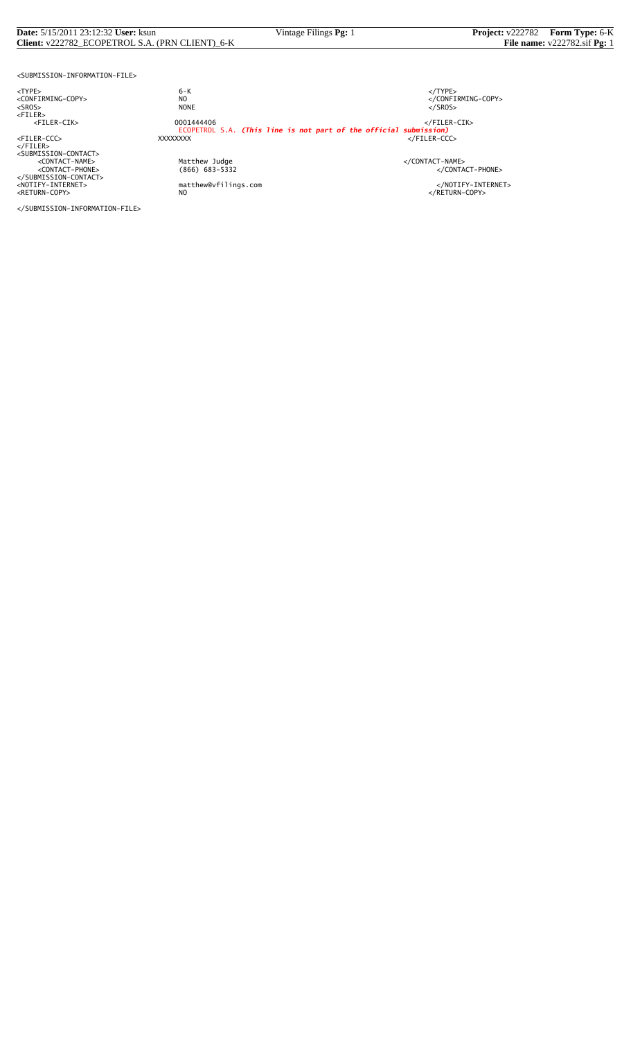```
<SUBMISSION-INFORMATION-FILE>

<TYPE>                          6-K                                                          </TYPE>
<CONFIRMING-COPY>               NO                                                           </CONFIRMING-COPY>
<SROS>                          NONE                                                         </SROS>
<FILER>
    <FILER-CIK>                 0001444406                                                   </FILER-CIK>
                                ECOPETROL S.A. (This line is not part of the official submission)
<FILER-CCC>                     XXXXXXXX                                                     </FILER-CCC>
</FILER>
<SUBMISSION-CONTACT>
    <CONTACT-NAME>              Matthew Judge                                                </CONTACT-NAME>
    <CONTACT-PHONE>             (866) 683-5332                                               </CONTACT-PHONE>
</SUBMISSION-CONTACT>
<NOTIFY-INTERNET>               matthew@vfilings.com                                         </NOTIFY-INTERNET>
<RETURN-COPY>                   NO                                                           </RETURN-COPY>

</SUBMISSION-INFORMATION-FILE>
```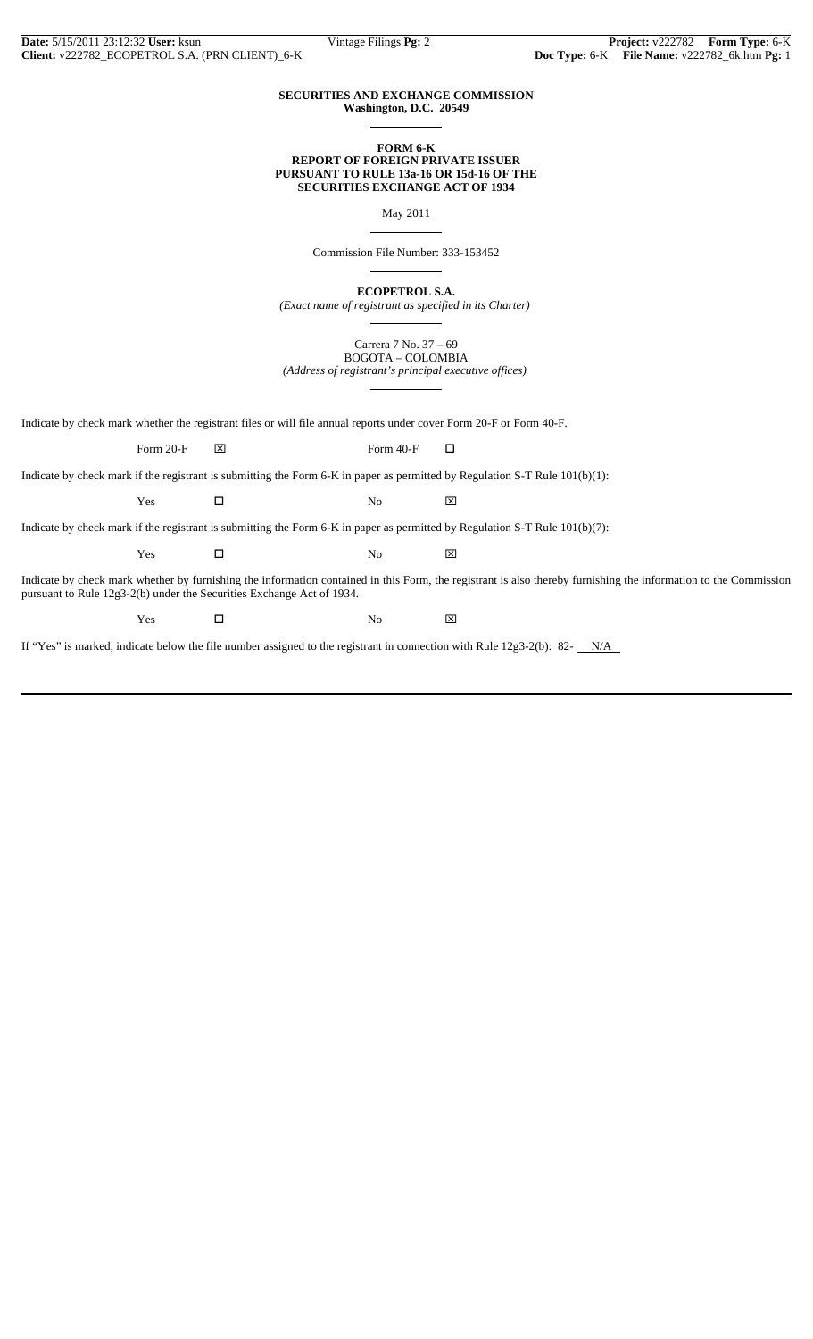**SECURITIES AND EXCHANGE COMMISSION**
**Washington, D.C. 20549**

**FORM 6-K**
**REPORT OF FOREIGN PRIVATE ISSUER**
**PURSUANT TO RULE 13a-16 OR 15d-16 OF THE**
**SECURITIES EXCHANGE ACT OF 1934**

May 2011

Commission File Number: 333-153452

**ECOPETROL S.A.**

*(Exact name of registrant as specified in its Charter)*

Carrera 7 No. 37 – 69
BOGOTA – COLOMBIA
*(Address of registrant's principal executive offices)*

Indicate by check mark whether the registrant files or will file annual reports under cover Form 20-F or Form 40-F.

Form 20-F ☒ Form 40-F ☐

Indicate by check mark if the registrant is submitting the Form 6-K in paper as permitted by Regulation S-T Rule 101(b)(1):

Yes ☐ No ☒

Indicate by check mark if the registrant is submitting the Form 6-K in paper as permitted by Regulation S-T Rule 101(b)(7):

Yes ☐ No ☒

Indicate by check mark whether by furnishing the information contained in this Form, the registrant is also thereby furnishing the information to the Commission pursuant to Rule 12g3-2(b) under the Securities Exchange Act of 1934.

Yes ☐ No ☒

If "Yes" is marked, indicate below the file number assigned to the registrant in connection with Rule 12g3-2(b): 82- N/A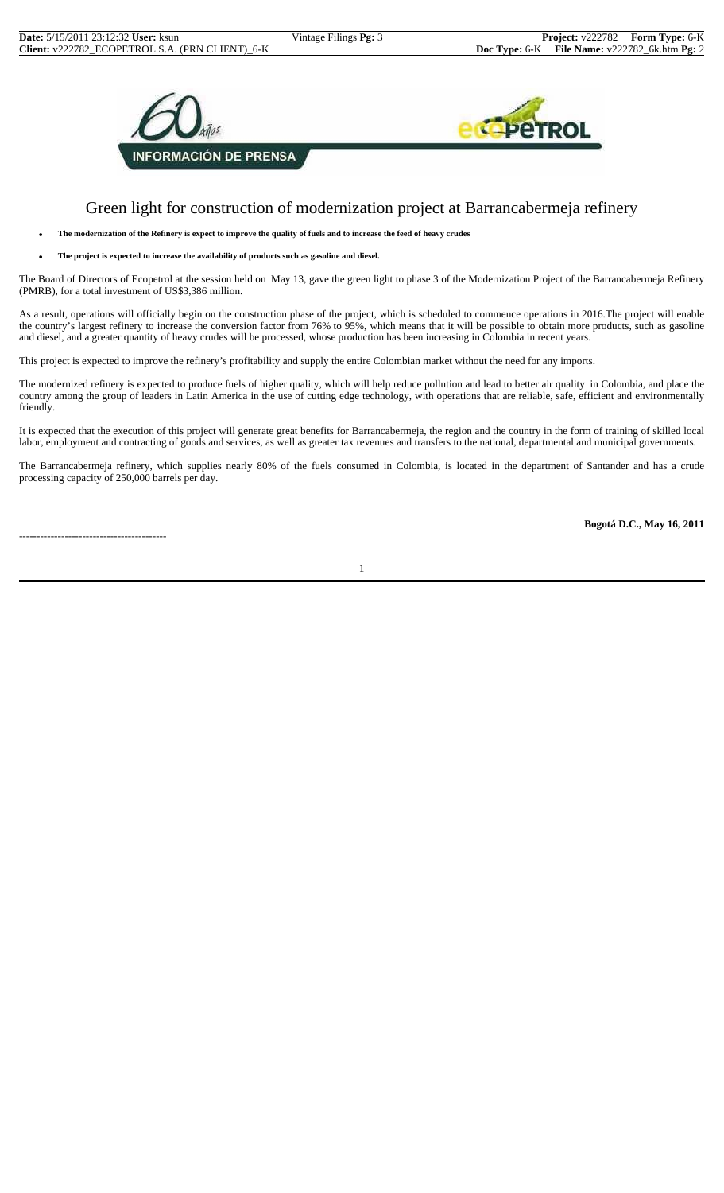INFORMACIÓN DE PRENSA

# Green light for construction of modernization project at Barrancabermeja refinery

- **The modernization of the Refinery is expect to improve the quality of fuels and to increase the feed of heavy crudes**
- **The project is expected to increase the availability of products such as gasoline and diesel.**

The Board of Directors of Ecopetrol at the session held on May 13, gave the green light to phase 3 of the Modernization Project of the Barrancabermeja Refinery (PMRB), for a total investment of US$3,386 million.

As a result, operations will officially begin on the construction phase of the project, which is scheduled to commence operations in 2016.The project will enable the country's largest refinery to increase the conversion factor from 76% to 95%, which means that it will be possible to obtain more products, such as gasoline and diesel, and a greater quantity of heavy crudes will be processed, whose production has been increasing in Colombia in recent years.

This project is expected to improve the refinery's profitability and supply the entire Colombian market without the need for any imports.

The modernized refinery is expected to produce fuels of higher quality, which will help reduce pollution and lead to better air quality in Colombia, and place the country among the group of leaders in Latin America in the use of cutting edge technology, with operations that are reliable, safe, efficient and environmentally friendly.

It is expected that the execution of this project will generate great benefits for Barrancabermeja, the region and the country in the form of training of skilled local labor, employment and contracting of goods and services, as well as greater tax revenues and transfers to the national, departmental and municipal governments.

The Barrancabermeja refinery, which supplies nearly 80% of the fuels consumed in Colombia, is located in the department of Santander and has a crude processing capacity of 250,000 barrels per day.

**Bogotá D.C., May 16, 2011**

------------------------------------------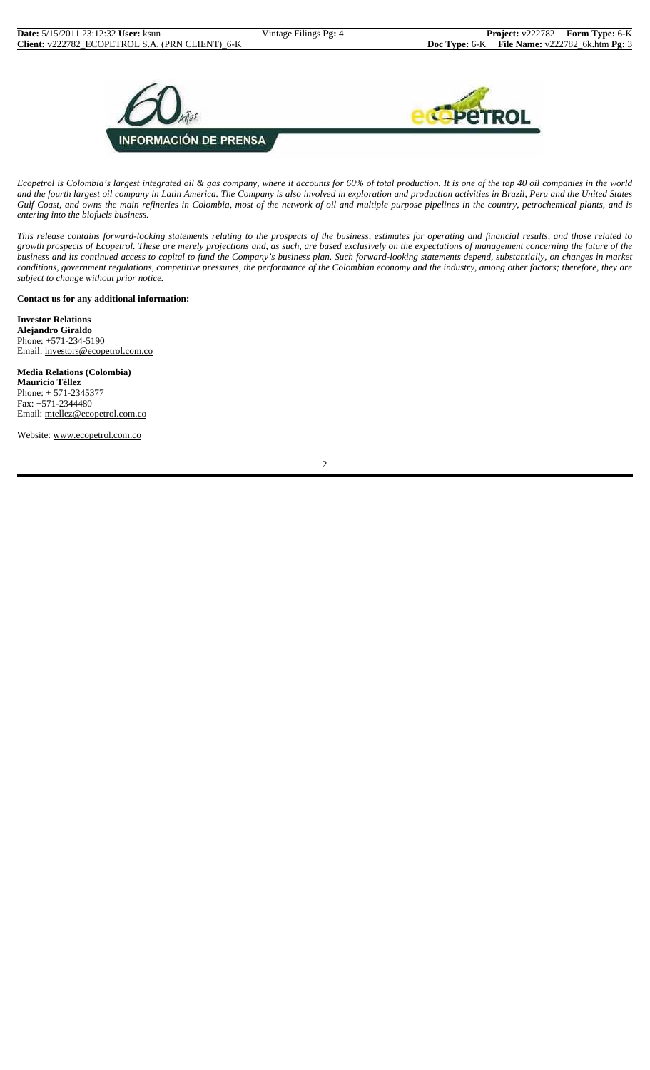*Ecopetrol is Colombia's largest integrated oil & gas company, where it accounts for 60% of total production. It is one of the top 40 oil companies in the world and the fourth largest oil company in Latin America. The Company is also involved in exploration and production activities in Brazil, Peru and the United States Gulf Coast, and owns the main refineries in Colombia, most of the network of oil and multiple purpose pipelines in the country, petrochemical plants, and is entering into the biofuels business.*

*This release contains forward-looking statements relating to the prospects of the business, estimates for operating and financial results, and those related to growth prospects of Ecopetrol. These are merely projections and, as such, are based exclusively on the expectations of management concerning the future of the business and its continued access to capital to fund the Company's business plan. Such forward-looking statements depend, substantially, on changes in market conditions, government regulations, competitive pressures, the performance of the Colombian economy and the industry, among other factors; therefore, they are subject to change without prior notice.*

**Contact us for any additional information:**

**Investor Relations**
**Alejandro Giraldo**
Phone: +571-234-5190
Email: investors@ecopetrol.com.co

**Media Relations (Colombia)**
**Mauricio Téllez**
Phone: + 571-2345377
Fax: +571-2344480
Email: mtellez@ecopetrol.com.co

Website: www.ecopetrol.com.co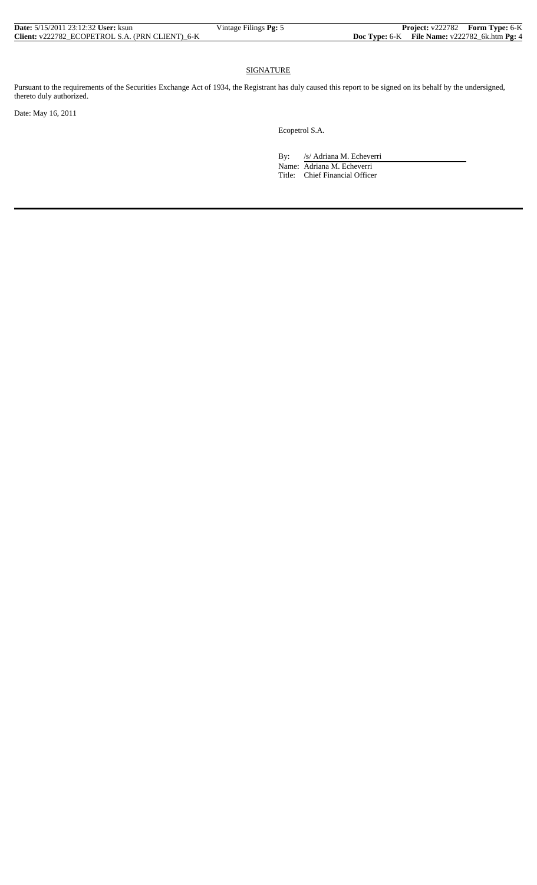## SIGNATURE

Pursuant to the requirements of the Securities Exchange Act of 1934, the Registrant has duly caused this report to be signed on its behalf by the undersigned, thereto duly authorized.

Date: May 16, 2011

Ecopetrol S.A.

By: /s/ Adriana M. Echeverri

Name: Adriana M. Echeverri

Title: Chief Financial Officer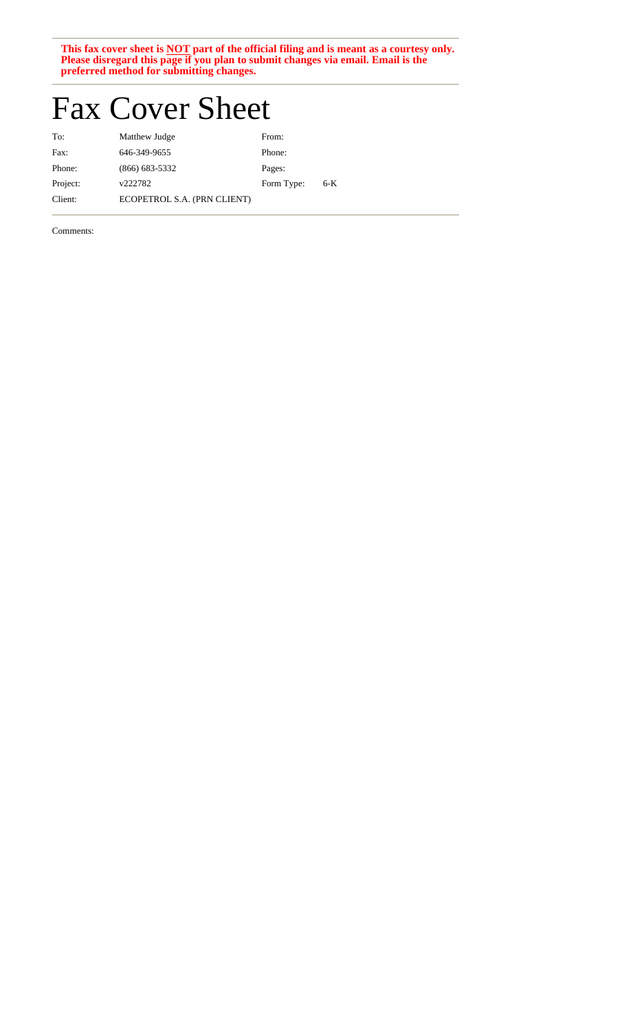**This fax cover sheet is NOT part of the official filing and is meant as a courtesy only. Please disregard this page if you plan to submit changes via email. Email is the preferred method for submitting changes.**

# Fax Cover Sheet

| | | | |
|---|---|---|---|
| To: | Matthew Judge | From: | |
| Fax: | 646-349-9655 | Phone: | |
| Phone: | (866) 683-5332 | Pages: | |
| Project: | v222782 | Form Type: | 6-K |
| Client: | ECOPETROL S.A. (PRN CLIENT) | | |

Comments: